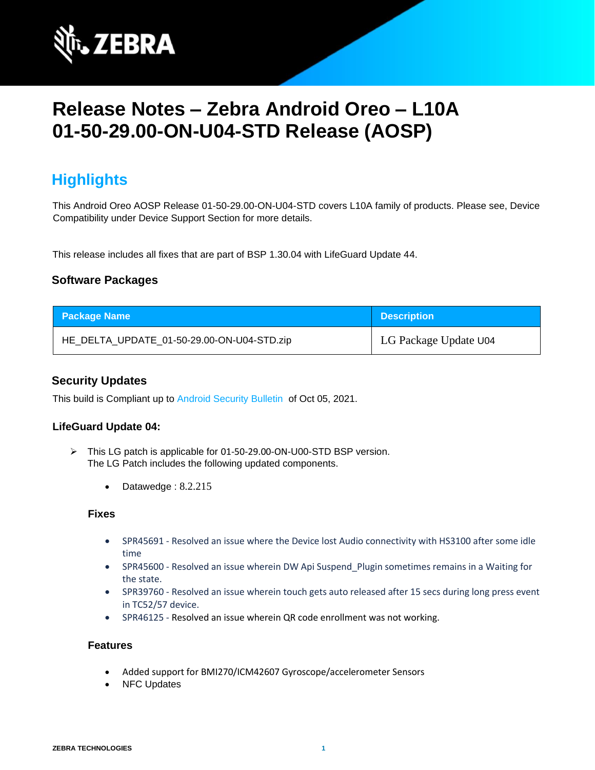# Release Notes – Zebra Android Oreo – L10A 01-50-29.00-ON-U04-STD Release (AOSP)

## Highlights

This Android Oreo AOSP Release 01-50-29.00-ON-U04-STD covers L10A family of products. Please see, Device Compatibility under Device Support Section for more details.

This release includes all fixes that are part of BSP 1.30.04 with LifeGuard Update 44.

### Software Packages

| Package Name | Description |
|---|---|
| HE_DELTA_UPDATE_01-50-29.00-ON-U04-STD.zip | LG Package Update U04 |

### Security Updates

This build is Compliant up to Android Security Bulletin of Oct 05, 2021.

#### LifeGuard Update 04:

- This LG patch is applicable for 01-50-29.00-ON-U00-STD BSP version.
  The LG Patch includes the following updated components.

  - Datawedge : 8.2.215

**Fixes**

- SPR45691 - Resolved an issue where the Device lost Audio connectivity with HS3100 after some idle time
- SPR45600 - Resolved an issue wherein DW Api Suspend_Plugin sometimes remains in a Waiting for the state.
- SPR39760 - Resolved an issue wherein touch gets auto released after 15 secs during long press event in TC52/57 device.
- SPR46125 - Resolved an issue wherein QR code enrollment was not working.

**Features**

- Added support for BMI270/ICM42607 Gyroscope/accelerometer Sensors
- NFC Updates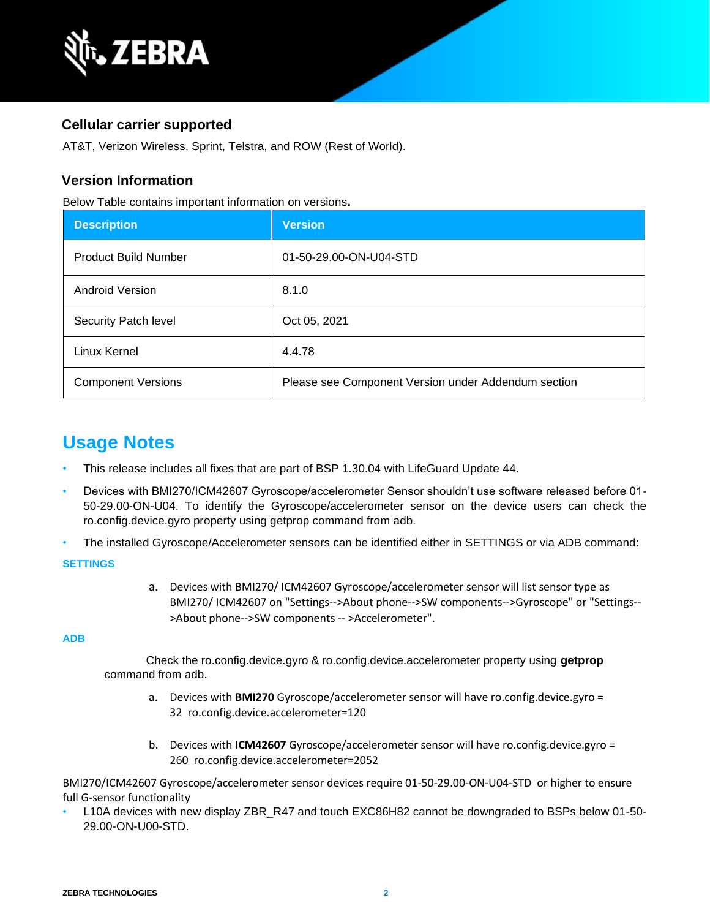### Cellular carrier supported

AT&T, Verizon Wireless, Sprint, Telstra, and ROW (Rest of World).

### Version Information

Below Table contains important information on versions**.**

| Description | Version |
|---|---|
| Product Build Number | 01-50-29.00-ON-U04-STD |
| Android Version | 8.1.0 |
| Security Patch level | Oct 05, 2021 |
| Linux Kernel | 4.4.78 |
| Component Versions | Please see Component Version under Addendum section |

## Usage Notes

- This release includes all fixes that are part of BSP 1.30.04 with LifeGuard Update 44.
- Devices with BMI270/ICM42607 Gyroscope/accelerometer Sensor shouldn't use software released before 01-50-29.00-ON-U04. To identify the Gyroscope/accelerometer sensor on the device users can check the ro.config.device.gyro property using getprop command from adb.
- The installed Gyroscope/Accelerometer sensors can be identified either in SETTINGS or via ADB command:

**SETTINGS**

a. Devices with BMI270/ ICM42607 Gyroscope/accelerometer sensor will list sensor type as BMI270/ ICM42607 on "Settings-->About phone-->SW components-->Gyroscope" or "Settings-->About phone-->SW components -- >Accelerometer".

**ADB**

Check the ro.config.device.gyro & ro.config.device.accelerometer property using **getprop** command from adb.

a. Devices with **BMI270** Gyroscope/accelerometer sensor will have ro.config.device.gyro = 32 ro.config.device.accelerometer=120

b. Devices with **ICM42607** Gyroscope/accelerometer sensor will have ro.config.device.gyro = 260 ro.config.device.accelerometer=2052

BMI270/ICM42607 Gyroscope/accelerometer sensor devices require 01-50-29.00-ON-U04-STD or higher to ensure full G-sensor functionality

- L10A devices with new display ZBR_R47 and touch EXC86H82 cannot be downgraded to BSPs below 01-50-29.00-ON-U00-STD.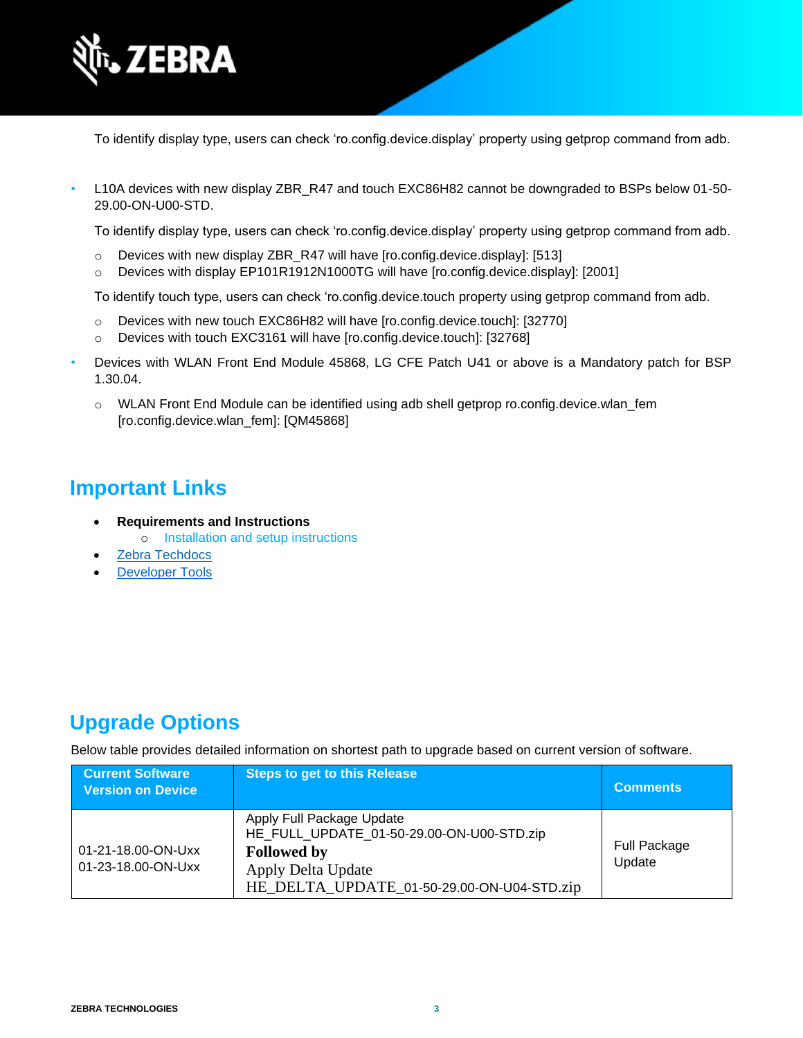To identify display type, users can check ‘ro.config.device.display’ property using getprop command from adb.

- L10A devices with new display ZBR_R47 and touch EXC86H82 cannot be downgraded to BSPs below 01-50-29.00-ON-U00-STD.

  To identify display type, users can check ‘ro.config.device.display’ property using getprop command from adb.

  - Devices with new display ZBR_R47 will have [ro.config.device.display]: [513]
  - Devices with display EP101R1912N1000TG will have [ro.config.device.display]: [2001]

  To identify touch type, users can check ‘ro.config.device.touch property using getprop command from adb.

  - Devices with new touch EXC86H82 will have [ro.config.device.touch]: [32770]
  - Devices with touch EXC3161 will have [ro.config.device.touch]: [32768]

- Devices with WLAN Front End Module 45868, LG CFE Patch U41 or above is a Mandatory patch for BSP 1.30.04.

  - WLAN Front End Module can be identified using adb shell getprop ro.config.device.wlan_fem [ro.config.device.wlan_fem]: [QM45868]

## Important Links

- **Requirements and Instructions**
  - Installation and setup instructions
- Zebra Techdocs
- Developer Tools

## Upgrade Options

Below table provides detailed information on shortest path to upgrade based on current version of software.

| Current Software Version on Device | Steps to get to this Release | Comments |
| --- | --- | --- |
| 01-21-18.00-ON-Uxx<br>01-23-18.00-ON-Uxx | Apply Full Package Update<br>HE_FULL_UPDATE_01-50-29.00-ON-U00-STD.zip<br>**Followed by**<br>Apply Delta Update<br>HE_DELTA_UPDATE_01-50-29.00-ON-U04-STD.zip | Full Package Update |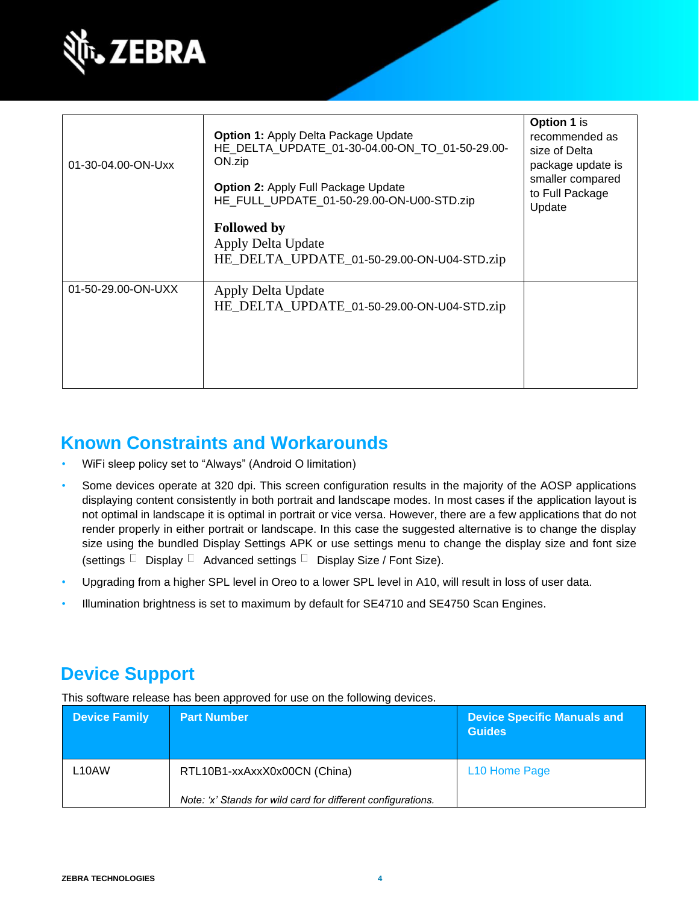| | | |
|---|---|---|
| 01-30-04.00-ON-Uxx | **Option 1:** Apply Delta Package Update HE_DELTA_UPDATE_01-30-04.00-ON_TO_01-50-29.00-ON.zip<br><br>**Option 2:** Apply Full Package Update HE_FULL_UPDATE_01-50-29.00-ON-U00-STD.zip<br><br>**Followed by**<br>Apply Delta Update<br>HE_DELTA_UPDATE_01-50-29.00-ON-U04-STD.zip | **Option 1** is recommended as size of Delta package update is smaller compared to Full Package Update |
| 01-50-29.00-ON-UXX | Apply Delta Update<br>HE_DELTA_UPDATE_01-50-29.00-ON-U04-STD.zip | |

## Known Constraints and Workarounds

- WiFi sleep policy set to “Always” (Android O limitation)
- Some devices operate at 320 dpi. This screen configuration results in the majority of the AOSP applications displaying content consistently in both portrait and landscape modes. In most cases if the application layout is not optimal in landscape it is optimal in portrait or vice versa. However, there are a few applications that do not render properly in either portrait or landscape. In this case the suggested alternative is to change the display size using the bundled Display Settings APK or use settings menu to change the display size and font size (settings  Display  Advanced settings  Display Size / Font Size).
- Upgrading from a higher SPL level in Oreo to a lower SPL level in A10, will result in loss of user data.
- Illumination brightness is set to maximum by default for SE4710 and SE4750 Scan Engines.

## Device Support

This software release has been approved for use on the following devices.

| Device Family | Part Number | Device Specific Manuals and Guides |
|---|---|---|
| L10AW | RTL10B1-xxAxxX0x00CN (China)<br><br>*Note: ‘x’ Stands for wild card for different configurations.* | L10 Home Page |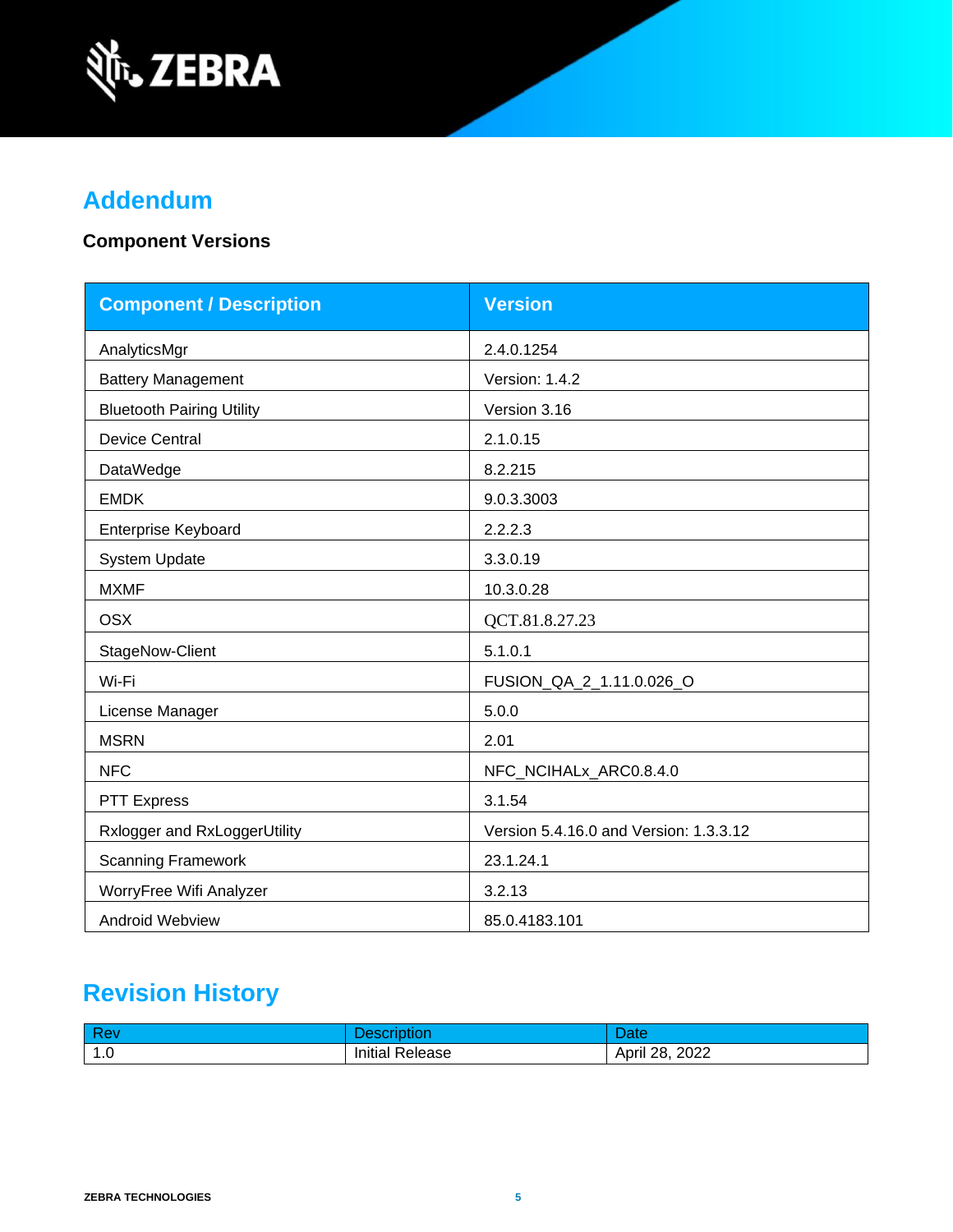# Addendum

### Component Versions

| Component / Description | Version |
|---|---|
| AnalyticsMgr | 2.4.0.1254 |
| Battery Management | Version: 1.4.2 |
| Bluetooth Pairing Utility | Version 3.16 |
| Device Central | 2.1.0.15 |
| DataWedge | 8.2.215 |
| EMDK | 9.0.3.3003 |
| Enterprise Keyboard | 2.2.2.3 |
| System Update | 3.3.0.19 |
| MXMF | 10.3.0.28 |
| OSX | QCT.81.8.27.23 |
| StageNow-Client | 5.1.0.1 |
| Wi-Fi | FUSION_QA_2_1.11.0.026_O |
| License Manager | 5.0.0 |
| MSRN | 2.01 |
| NFC | NFC_NCIHALx_ARC0.8.4.0 |
| PTT Express | 3.1.54 |
| Rxlogger and RxLoggerUtility | Version 5.4.16.0 and Version: 1.3.3.12 |
| Scanning Framework | 23.1.24.1 |
| WorryFree Wifi Analyzer | 3.2.13 |
| Android Webview | 85.0.4183.101 |

# Revision History

| Rev | Description | Date |
|---|---|---|
| 1.0 | Initial Release | April 28, 2022 |